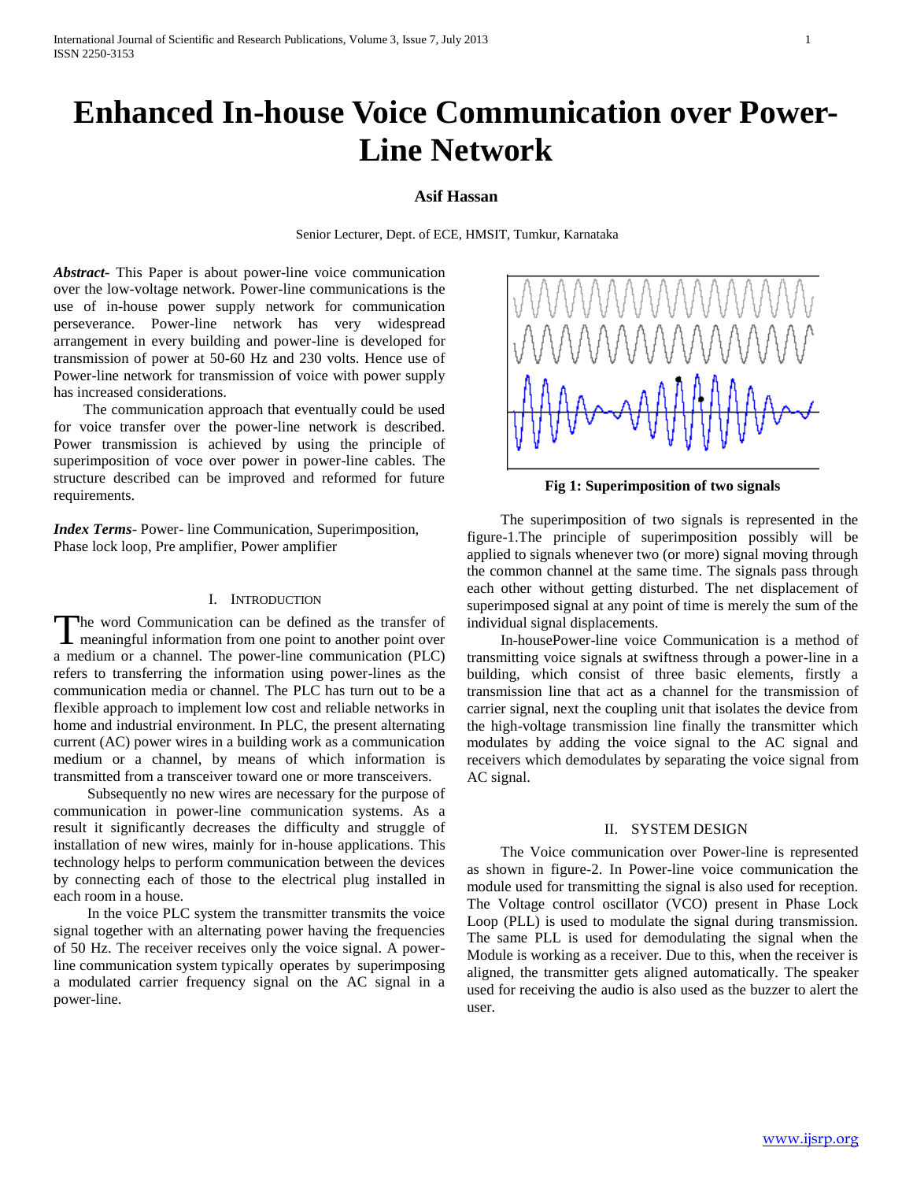# Enhanced In-house Voice Communication over Power-Line Network

**Asif Hassan**

Senior Lecturer, Dept. of ECE, HMSIT, Tumkur, Karnataka

***Abstract***- This Paper is about power-line voice communication over the low-voltage network. Power-line communications is the use of in-house power supply network for communication perseverance. Power-line network has very widespread arrangement in every building and power-line is developed for transmission of power at 50-60 Hz and 230 volts. Hence use of Power-line network for transmission of voice with power supply has increased considerations.

The communication approach that eventually could be used for voice transfer over the power-line network is described. Power transmission is achieved by using the principle of superimposition of voce over power in power-line cables. The structure described can be improved and reformed for future requirements.

***Index Terms***- Power- line Communication, Superimposition, Phase lock loop, Pre amplifier, Power amplifier

## I. Introduction

The word Communication can be defined as the transfer of meaningful information from one point to another point over a medium or a channel. The power-line communication (PLC) refers to transferring the information using power-lines as the communication media or channel. The PLC has turn out to be a flexible approach to implement low cost and reliable networks in home and industrial environment. In PLC, the present alternating current (AC) power wires in a building work as a communication medium or a channel, by means of which information is transmitted from a transceiver toward one or more transceivers.

Subsequently no new wires are necessary for the purpose of communication in power-line communication systems. As a result it significantly decreases the difficulty and struggle of installation of new wires, mainly for in-house applications. This technology helps to perform communication between the devices by connecting each of those to the electrical plug installed in each room in a house.

In the voice PLC system the transmitter transmits the voice signal together with an alternating power having the frequencies of 50 Hz. The receiver receives only the voice signal. A power-line communication system typically operates by superimposing a modulated carrier frequency signal on the AC signal in a power-line.

**Fig 1: Superimposition of two signals**

The superimposition of two signals is represented in the figure-1.The principle of superimposition possibly will be applied to signals whenever two (or more) signal moving through the common channel at the same time. The signals pass through each other without getting disturbed. The net displacement of superimposed signal at any point of time is merely the sum of the individual signal displacements.

In-housePower-line voice Communication is a method of transmitting voice signals at swiftness through a power-line in a building, which consist of three basic elements, firstly a transmission line that act as a channel for the transmission of carrier signal, next the coupling unit that isolates the device from the high-voltage transmission line finally the transmitter which modulates by adding the voice signal to the AC signal and receivers which demodulates by separating the voice signal from AC signal.

## II. System Design

The Voice communication over Power-line is represented as shown in figure-2. In Power-line voice communication the module used for transmitting the signal is also used for reception. The Voltage control oscillator (VCO) present in Phase Lock Loop (PLL) is used to modulate the signal during transmission. The same PLL is used for demodulating the signal when the Module is working as a receiver. Due to this, when the receiver is aligned, the transmitter gets aligned automatically. The speaker used for receiving the audio is also used as the buzzer to alert the user.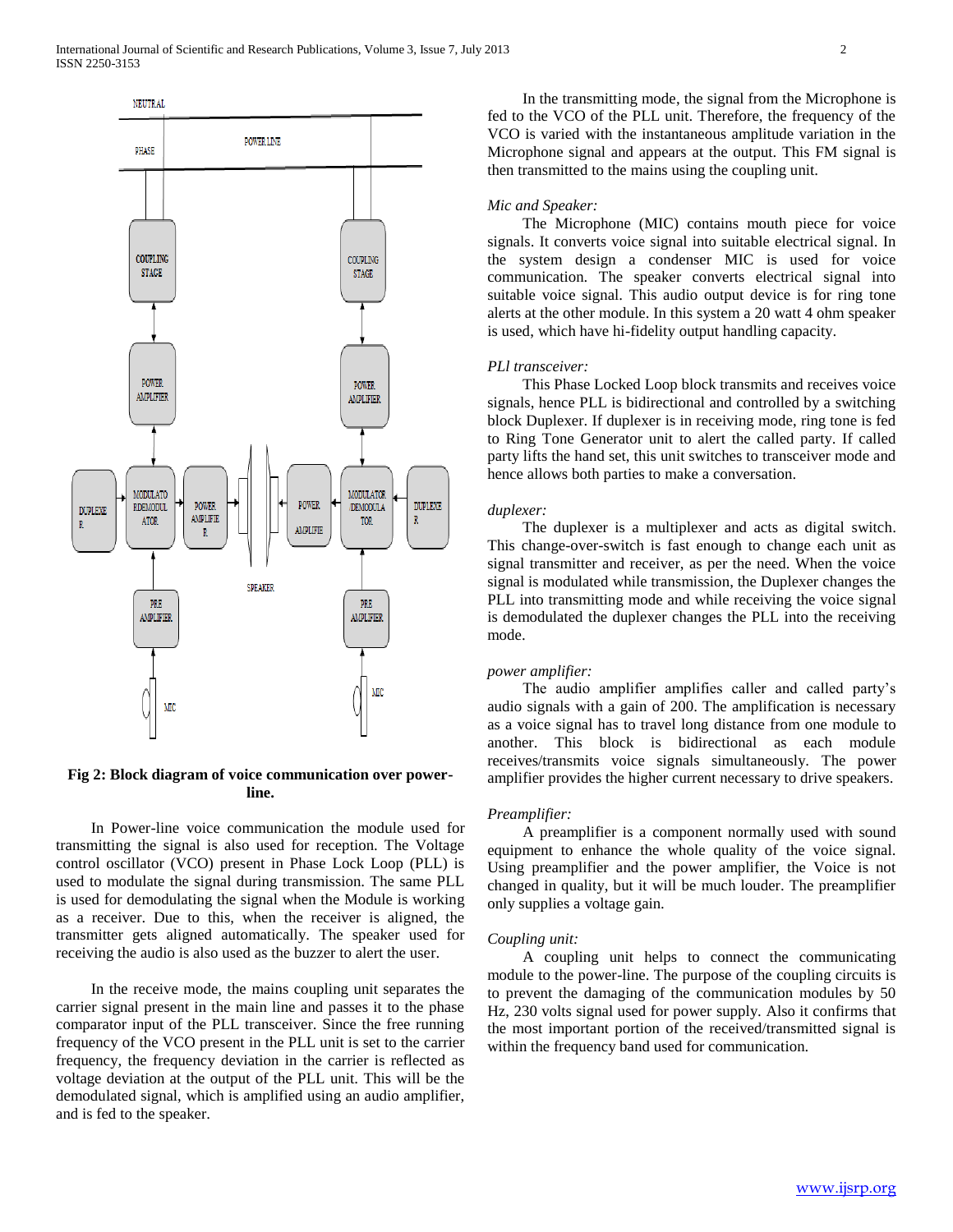**Fig 2: Block diagram of voice communication over power-line.**

In Power-line voice communication the module used for transmitting the signal is also used for reception. The Voltage control oscillator (VCO) present in Phase Lock Loop (PLL) is used to modulate the signal during transmission. The same PLL is used for demodulating the signal when the Module is working as a receiver. Due to this, when the receiver is aligned, the transmitter gets aligned automatically. The speaker used for receiving the audio is also used as the buzzer to alert the user.

In the receive mode, the mains coupling unit separates the carrier signal present in the main line and passes it to the phase comparator input of the PLL transceiver. Since the free running frequency of the VCO present in the PLL unit is set to the carrier frequency, the frequency deviation in the carrier is reflected as voltage deviation at the output of the PLL unit. This will be the demodulated signal, which is amplified using an audio amplifier, and is fed to the speaker.

In the transmitting mode, the signal from the Microphone is fed to the VCO of the PLL unit. Therefore, the frequency of the VCO is varied with the instantaneous amplitude variation in the Microphone signal and appears at the output. This FM signal is then transmitted to the mains using the coupling unit.

*Mic and Speaker:*

The Microphone (MIC) contains mouth piece for voice signals. It converts voice signal into suitable electrical signal. In the system design a condenser MIC is used for voice communication. The speaker converts electrical signal into suitable voice signal. This audio output device is for ring tone alerts at the other module. In this system a 20 watt 4 ohm speaker is used, which have hi-fidelity output handling capacity.

*PLl transceiver:*

This Phase Locked Loop block transmits and receives voice signals, hence PLL is bidirectional and controlled by a switching block Duplexer. If duplexer is in receiving mode, ring tone is fed to Ring Tone Generator unit to alert the called party. If called party lifts the hand set, this unit switches to transceiver mode and hence allows both parties to make a conversation.

*duplexer:*

The duplexer is a multiplexer and acts as digital switch. This change-over-switch is fast enough to change each unit as signal transmitter and receiver, as per the need. When the voice signal is modulated while transmission, the Duplexer changes the PLL into transmitting mode and while receiving the voice signal is demodulated the duplexer changes the PLL into the receiving mode.

*power amplifier:*

The audio amplifier amplifies caller and called party's audio signals with a gain of 200. The amplification is necessary as a voice signal has to travel long distance from one module to another. This block is bidirectional as each module receives/transmits voice signals simultaneously. The power amplifier provides the higher current necessary to drive speakers.

*Preamplifier:*

A preamplifier is a component normally used with sound equipment to enhance the whole quality of the voice signal. Using preamplifier and the power amplifier, the Voice is not changed in quality, but it will be much louder. The preamplifier only supplies a voltage gain.

*Coupling unit:*

A coupling unit helps to connect the communicating module to the power-line. The purpose of the coupling circuits is to prevent the damaging of the communication modules by 50 Hz, 230 volts signal used for power supply. Also it confirms that the most important portion of the received/transmitted signal is within the frequency band used for communication.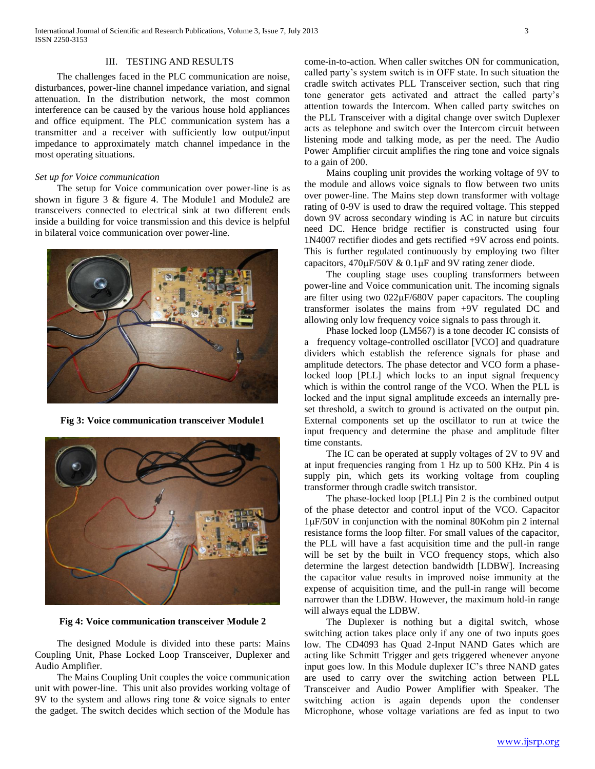## III. TESTING AND RESULTS

The challenges faced in the PLC communication are noise, disturbances, power-line channel impedance variation, and signal attenuation. In the distribution network, the most common interference can be caused by the various house hold appliances and office equipment. The PLC communication system has a transmitter and a receiver with sufficiently low output/input impedance to approximately match channel impedance in the most operating situations.

*Set up for Voice communication*

The setup for Voice communication over power-line is as shown in figure 3 & figure 4. The Module1 and Module2 are transceivers connected to electrical sink at two different ends inside a building for voice transmission and this device is helpful in bilateral voice communication over power-line.

**Fig 3: Voice communication transceiver Module1**

**Fig 4: Voice communication transceiver Module 2**

The designed Module is divided into these parts: Mains Coupling Unit, Phase Locked Loop Transceiver, Duplexer and Audio Amplifier.

The Mains Coupling Unit couples the voice communication unit with power-line. This unit also provides working voltage of 9V to the system and allows ring tone & voice signals to enter the gadget. The switch decides which section of the Module has come-in-to-action. When caller switches ON for communication, called party's system switch is in OFF state. In such situation the cradle switch activates PLL Transceiver section, such that ring tone generator gets activated and attract the called party's attention towards the Intercom. When called party switches on the PLL Transceiver with a digital change over switch Duplexer acts as telephone and switch over the Intercom circuit between listening mode and talking mode, as per the need. The Audio Power Amplifier circuit amplifies the ring tone and voice signals to a gain of 200.

Mains coupling unit provides the working voltage of 9V to the module and allows voice signals to flow between two units over power-line. The Mains step down transformer with voltage rating of 0-9V is used to draw the required voltage. This stepped down 9V across secondary winding is AC in nature but circuits need DC. Hence bridge rectifier is constructed using four 1N4007 rectifier diodes and gets rectified +9V across end points. This is further regulated continuously by employing two filter capacitors, 470μF/50V & 0.1μF and 9V rating zener diode.

The coupling stage uses coupling transformers between power-line and Voice communication unit. The incoming signals are filter using two 022μF/680V paper capacitors. The coupling transformer isolates the mains from +9V regulated DC and allowing only low frequency voice signals to pass through it.

Phase locked loop (LM567) is a tone decoder IC consists of a frequency voltage-controlled oscillator [VCO] and quadrature dividers which establish the reference signals for phase and amplitude detectors. The phase detector and VCO form a phase-locked loop [PLL] which locks to an input signal frequency which is within the control range of the VCO. When the PLL is locked and the input signal amplitude exceeds an internally pre-set threshold, a switch to ground is activated on the output pin. External components set up the oscillator to run at twice the input frequency and determine the phase and amplitude filter time constants.

The IC can be operated at supply voltages of 2V to 9V and at input frequencies ranging from 1 Hz up to 500 KHz. Pin 4 is supply pin, which gets its working voltage from coupling transformer through cradle switch transistor.

The phase-locked loop [PLL] Pin 2 is the combined output of the phase detector and control input of the VCO. Capacitor 1μF/50V in conjunction with the nominal 80Kohm pin 2 internal resistance forms the loop filter. For small values of the capacitor, the PLL will have a fast acquisition time and the pull-in range will be set by the built in VCO frequency stops, which also determine the largest detection bandwidth [LDBW]. Increasing the capacitor value results in improved noise immunity at the expense of acquisition time, and the pull-in range will become narrower than the LDBW. However, the maximum hold-in range will always equal the LDBW.

The Duplexer is nothing but a digital switch, whose switching action takes place only if any one of two inputs goes low. The CD4093 has Quad 2-Input NAND Gates which are acting like Schmitt Trigger and gets triggered whenever anyone input goes low. In this Module duplexer IC's three NAND gates are used to carry over the switching action between PLL Transceiver and Audio Power Amplifier with Speaker. The switching action is again depends upon the condenser Microphone, whose voltage variations are fed as input to two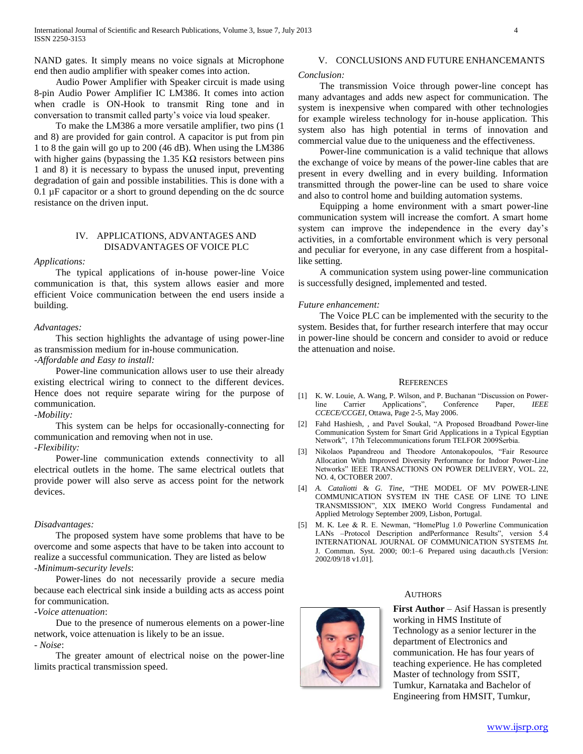NAND gates. It simply means no voice signals at Microphone end then audio amplifier with speaker comes into action.

Audio Power Amplifier with Speaker circuit is made using 8-pin Audio Power Amplifier IC LM386. It comes into action when cradle is ON-Hook to transmit Ring tone and in conversation to transmit called party's voice via loud speaker.

To make the LM386 a more versatile amplifier, two pins (1 and 8) are provided for gain control. A capacitor is put from pin 1 to 8 the gain will go up to 200 (46 dB). When using the LM386 with higher gains (bypassing the 1.35 KΩ resistors between pins 1 and 8) it is necessary to bypass the unused input, preventing degradation of gain and possible instabilities. This is done with a 0.1 µF capacitor or a short to ground depending on the dc source resistance on the driven input.

## IV. APPLICATIONS, ADVANTAGES AND DISADVANTAGES OF VOICE PLC

*Applications:*

The typical applications of in-house power-line Voice communication is that, this system allows easier and more efficient Voice communication between the end users inside a building.

*Advantages:*

This section highlights the advantage of using power-line as transmission medium for in-house communication.

*-Affordable and Easy to install:*

Power-line communication allows user to use their already existing electrical wiring to connect to the different devices. Hence does not require separate wiring for the purpose of communication.

*-Mobility:*

This system can be helps for occasionally-connecting for communication and removing when not in use.

*-Flexibility:*

Power-line communication extends connectivity to all electrical outlets in the home. The same electrical outlets that provide power will also serve as access point for the network devices.

*Disadvantages:*

The proposed system have some problems that have to be overcome and some aspects that have to be taken into account to realize a successful communication. They are listed as below

*-Minimum-security levels*:

Power-lines do not necessarily provide a secure media because each electrical sink inside a building acts as access point for communication.

*-Voice attenuation*:

Due to the presence of numerous elements on a power-line network, voice attenuation is likely to be an issue.

*- Noise*:

The greater amount of electrical noise on the power-line limits practical transmission speed.

## V. CONCLUSIONS AND FUTURE ENHANCEMANTS

*Conclusion:*

The transmission Voice through power-line concept has many advantages and adds new aspect for communication. The system is inexpensive when compared with other technologies for example wireless technology for in-house application. This system also has high potential in terms of innovation and commercial value due to the uniqueness and the effectiveness.

Power-line communication is a valid technique that allows the exchange of voice by means of the power-line cables that are present in every dwelling and in every building. Information transmitted through the power-line can be used to share voice and also to control home and building automation systems.

Equipping a home environment with a smart power-line communication system will increase the comfort. A smart home system can improve the independence in the every day's activities, in a comfortable environment which is very personal and peculiar for everyone, in any case different from a hospital-like setting.

A communication system using power-line communication is successfully designed, implemented and tested.

*Future enhancement:*

The Voice PLC can be implemented with the security to the system. Besides that, for further research interfere that may occur in power-line should be concern and consider to avoid or reduce the attenuation and noise.

## REFERENCES

[1] K. W. Louie, A. Wang, P. Wilson, and P. Buchanan "Discussion on Power-line Carrier Applications", Conference Paper, *IEEE CCECE/CCGEI*, Ottawa, Page 2-5, May 2006.

[2] Fahd Hashiesh, , and Pavel Soukal, "A Proposed Broadband Power-line Communication System for Smart Grid Applications in a Typical Egyptian Network", 17th Telecommunications forum TELFOR 2009Serbia.

[3] Nikolaos Papandreou and Theodore Antonakopoulos, "Fair Resource Allocation With Improved Diversity Performance for Indoor Power-Line Networks" IEEE TRANSACTIONS ON POWER DELIVERY, VOL. 22, NO. 4, OCTOBER 2007.

[4] *A. Cataliotti* & *G. Tine*, "THE MODEL OF MV POWER-LINE COMMUNICATION SYSTEM IN THE CASE OF LINE TO LINE TRANSMISSION", XIX IMEKO World Congress Fundamental and Applied Metrology September 2009, Lisbon, Portugal.

[5] M. K. Lee & R. E. Newman, "HomePlug 1.0 Powerline Communication LANs –Protocol Description andPerformance Results", version 5.4 INTERNATIONAL JOURNAL OF COMMUNICATION SYSTEMS *Int. J. Commun. Syst.* 2000; 00:1–6 Prepared using dacauth.cls [Version: 2002/09/18 v1.01].

## AUTHORS

**First Author** – Asif Hassan is presently working in HMS Institute of Technology as a senior lecturer in the department of Electronics and communication. He has four years of teaching experience. He has completed Master of technology from SSIT, Tumkur, Karnataka and Bachelor of Engineering from HMSIT, Tumkur,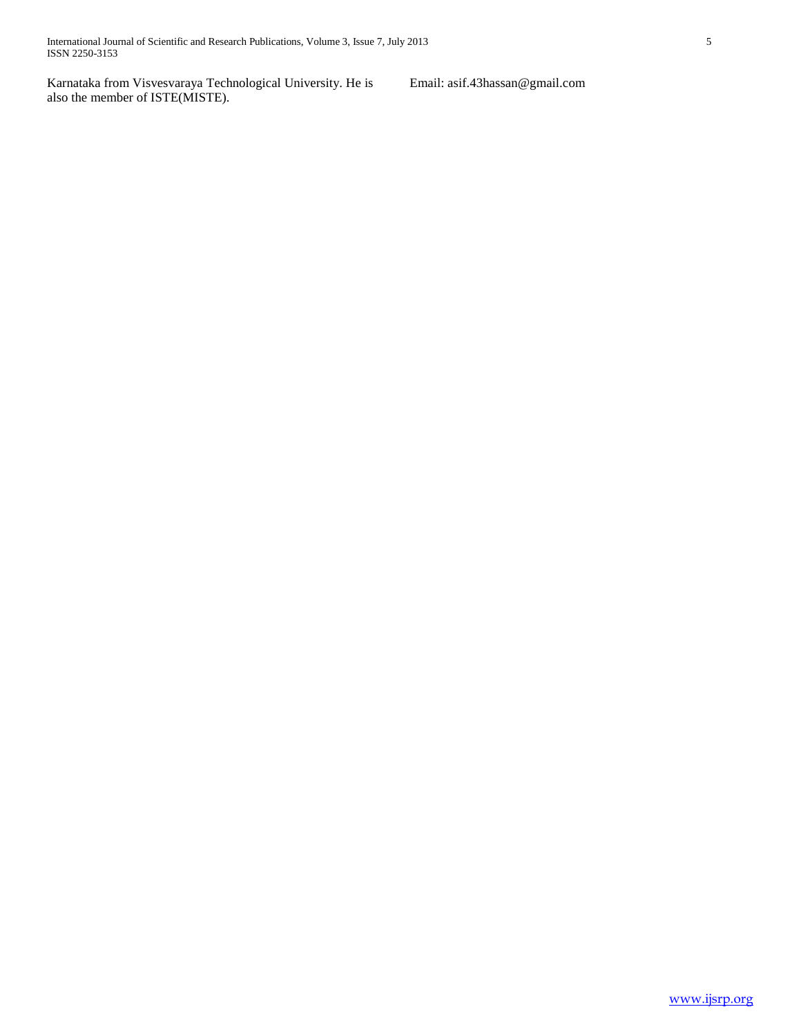Karnataka from Visvesvaraya Technological University. He is also the member of ISTE(MISTE).

Email: asif.43hassan@gmail.com